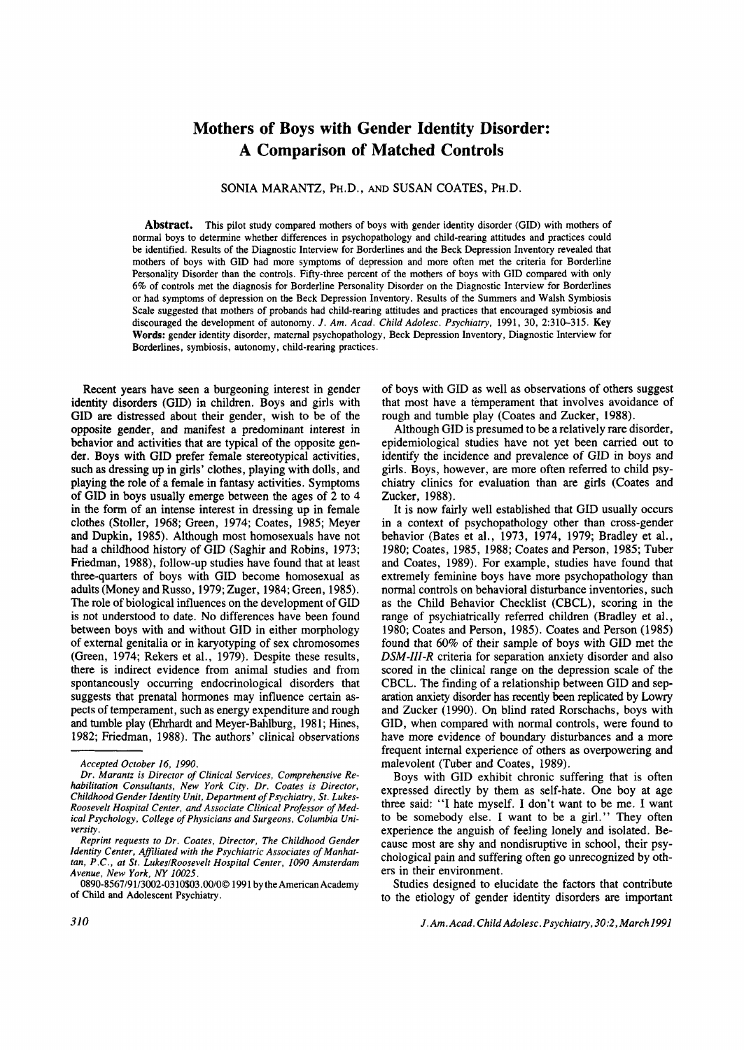# Mothers of Boys with Gender Identity Disorder: A Comparison of Matched Controls

SONIA MARANTZ, PH.D., AND SUSAN COATES, PH.D.

**Abstract.** This pilot study compared mothers of boys with gender identity disorder (GID) with mothers of normal boys to determine whether differences in psychopathology and child-rearing attitudes and practices could be identified. Results of the Diagnostic Interview for Borderlines and the Beck Depression Inventory revealed that mothers of boys with GID had more symptoms of depression and more often met the criteria for Borderline Personality Disorder than the controls. Fifty-three percent of the mothers of boys with GID compared with only 6% of controls met the diagnosis for Borderline Personality Disorder on the Diagnostic Interview for Borderlines or had symptoms of depression on the Beck Depression Inventory. Results of the Summers and Walsh Symbiosis Scale suggested that mothers of probands had child-rearing attitudes and practices that encouraged symbiosis and discouraged the development of autonomy. *J. Am. Acad. Child Adolesc. Psychiatry*, 1991, 30, 2:310–315. **Key Words:** gender identity disorder, maternal psychopathology, Beck Depression Inventory, Diagnostic Interview for Borderlines, symbiosis, autonomy, child-rearing practices.

Recent years have seen a burgeoning interest in gender identity disorders (GID) in children. Boys and girls with GID are distressed about their gender, wish to be of the opposite gender, and manifest a predominant interest in behavior and activities that are typical of the opposite gender. Boys with GID prefer female stereotypical activities, such as dressing up in girls' clothes, playing with dolls, and playing the role of a female in fantasy activities. Symptoms of GID in boys usually emerge between the ages of 2 to 4 in the form of an intense interest in dressing up in female clothes (Stoller, 1968; Green, 1974; Coates, 1985; Meyer and Dupkin, 1985). Although most homosexuals have not had a childhood history of GID (Saghir and Robins, 1973; Friedman, 1988), follow-up studies have found that at least three-quarters of boys with GID become homosexual as adults (Money and Russo, 1979; Zuger, 1984; Green, 1985). The role of biological influences on the development of GID is not understood to date. No differences have been found between boys with and without GID in either morphology of external genitalia or in karyotyping of sex chromosomes (Green, 1974; Rekers et al., 1979). Despite these results, there is indirect evidence from animal studies and from spontaneously occurring endocrinological disorders that suggests that prenatal hormones may influence certain aspects of temperament, such as energy expenditure and rough and tumble play (Ehrhardt and Meyer-Bahlburg, 1981; Hines, 1982; Friedman, 1988). The authors' clinical observations of boys with GID as well as observations of others suggest that most have a temperament that involves avoidance of rough and tumble play (Coates and Zucker, 1988).

Although GID is presumed to be a relatively rare disorder, epidemiological studies have not yet been carried out to identify the incidence and prevalence of GID in boys and girls. Boys, however, are more often referred to child psychiatry clinics for evaluation than are girls (Coates and Zucker, 1988).

It is now fairly well established that GID usually occurs in a context of psychopathology other than cross-gender behavior (Bates et al., 1973, 1974, 1979; Bradley et al., 1980; Coates, 1985, 1988; Coates and Person, 1985; Tuber and Coates, 1989). For example, studies have found that extremely feminine boys have more psychopathology than normal controls on behavioral disturbance inventories, such as the Child Behavior Checklist (CBCL), scoring in the range of psychiatrically referred children (Bradley et al., 1980; Coates and Person, 1985). Coates and Person (1985) found that 60% of their sample of boys with GID met the *DSM-III-R* criteria for separation anxiety disorder and also scored in the clinical range on the depression scale of the CBCL. The finding of a relationship between GID and separation anxiety disorder has recently been replicated by Lowry and Zucker (1990). On blind rated Rorschachs, boys with GID, when compared with normal controls, were found to have more evidence of boundary disturbances and a more frequent internal experience of others as overpowering and malevolent (Tuber and Coates, 1989).

Boys with GID exhibit chronic suffering that is often expressed directly by them as self-hate. One boy at age three said: "I hate myself. I don't want to be me. I want to be somebody else. I want to be a girl." They often experience the anguish of feeling lonely and isolated. Because most are shy and nondisruptive in school, their psychological pain and suffering often go unrecognized by others in their environment.

Studies designed to elucidate the factors that contribute to the etiology of gender identity disorders are important

---

*Accepted October 16, 1990.*

*Dr. Marantz is Director of Clinical Services, Comprehensive Rehabilitation Consultants, New York City. Dr. Coates is Director, Childhood Gender Identity Unit, Department of Psychiatry, St. Lukes-Roosevelt Hospital Center, and Associate Clinical Professor of Medical Psychology, College of Physicians and Surgeons, Columbia University.*

*Reprint requests to Dr. Coates, Director, The Childhood Gender Identity Center, Affiliated with the Psychiatric Associates of Manhattan, P.C., at St. Lukes/Roosevelt Hospital Center, 1090 Amsterdam Avenue, New York, NY 10025.*

0890-8567/91/3002-0310$03.00/0© 1991 by the American Academy of Child and Adolescent Psychiatry.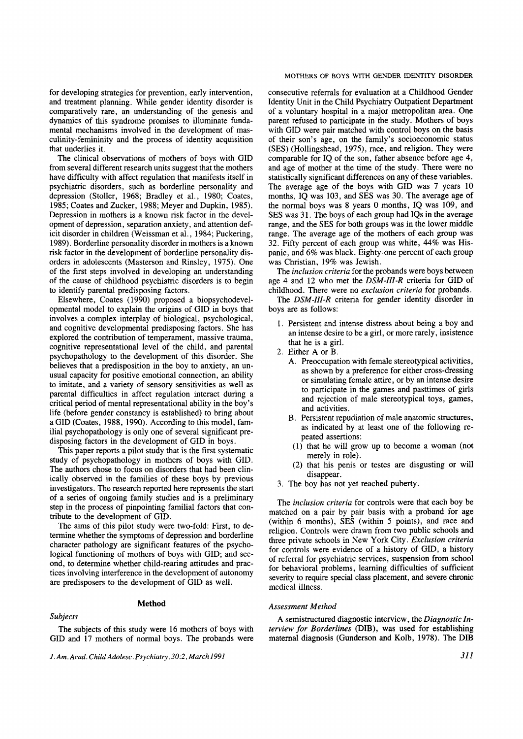for developing strategies for prevention, early intervention, and treatment planning. While gender identity disorder is comparatively rare, an understanding of the genesis and dynamics of this syndrome promises to illuminate fundamental mechanisms involved in the development of masculinity-femininity and the process of identity acquisition that underlies it.

The clinical observations of mothers of boys with GID from several different research units suggest that the mothers have difficulty with affect regulation that manifests itself in psychiatric disorders, such as borderline personality and depression (Stoller, 1968; Bradley et al., 1980; Coates, 1985; Coates and Zucker, 1988; Meyer and Dupkin, 1985). Depression in mothers is a known risk factor in the development of depression, separation anxiety, and attention deficit disorder in children (Weissman et al., 1984; Puckering, 1989). Borderline personality disorder in mothers is a known risk factor in the development of borderline personality disorders in adolescents (Masterson and Rinsley, 1975). One of the first steps involved in developing an understanding of the cause of childhood psychiatric disorders is to begin to identify parental predisposing factors.

Elsewhere, Coates (1990) proposed a biopsychodevelopmental model to explain the origins of GID in boys that involves a complex interplay of biological, psychological, and cognitive developmental predisposing factors. She has explored the contribution of temperament, massive trauma, cognitive representational level of the child, and parental psychopathology to the development of this disorder. She believes that a predisposition in the boy to anxiety, an unusual capacity for positive emotional connection, an ability to imitate, and a variety of sensory sensitivities as well as parental difficulties in affect regulation interact during a critical period of mental representational ability in the boy's life (before gender constancy is established) to bring about a GID (Coates, 1988, 1990). According to this model, familial psychopathology is only one of several significant predisposing factors in the development of GID in boys.

This paper reports a pilot study that is the first systematic study of psychopathology in mothers of boys with GID. The authors chose to focus on disorders that had been clinically observed in the families of these boys by previous investigators. The research reported here represents the start of a series of ongoing family studies and is a preliminary step in the process of pinpointing familial factors that contribute to the development of GID.

The aims of this pilot study were two-fold: First, to determine whether the symptoms of depression and borderline character pathology are significant features of the psychological functioning of mothers of boys with GID; and second, to determine whether child-rearing attitudes and practices involving interference in the development of autonomy are predisposers to the development of GID as well.

## Method

### *Subjects*

The subjects of this study were 16 mothers of boys with GID and 17 mothers of normal boys. The probands were consecutive referrals for evaluation at a Childhood Gender Identity Unit in the Child Psychiatry Outpatient Department of a voluntary hospital in a major metropolitan area. One parent refused to participate in the study. Mothers of boys with GID were pair matched with control boys on the basis of their son's age, on the family's socioeconomic status (SES) (Hollingshead, 1975), race, and religion. They were comparable for IQ of the son, father absence before age 4, and age of mother at the time of the study. There were no statistically significant differences on any of these variables. The average age of the boys with GID was 7 years 10 months, IQ was 103, and SES was 30. The average age of the normal boys was 8 years 0 months, IQ was 109, and SES was 31. The boys of each group had IQs in the average range, and the SES for both groups was in the lower middle range. The average age of the mothers of each group was 32. Fifty percent of each group was white, 44% was Hispanic, and 6% was black. Eighty-one percent of each group was Christian, 19% was Jewish.

The *inclusion criteria* for the probands were boys between age 4 and 12 who met the *DSM-III-R* criteria for GID of childhood. There were no *exclusion criteria* for probands.

The *DSM-III-R* criteria for gender identity disorder in boys are as follows:

1. Persistent and intense distress about being a boy and an intense desire to be a girl, or more rarely, insistence that he is a girl.
2. Either A or B.
   - A. Preoccupation with female stereotypical activities, as shown by a preference for either cross-dressing or simulating female attire, or by an intense desire to participate in the games and pasttimes of girls and rejection of male stereotypical toys, games, and activities.
   - B. Persistent repudiation of male anatomic structures, as indicated by at least one of the following repeated assertions:
     - (1) that he will grow up to become a woman (not merely in role).
     - (2) that his penis or testes are disgusting or will disappear.
3. The boy has not yet reached puberty.

The *inclusion criteria* for controls were that each boy be matched on a pair by pair basis with a proband for age (within 6 months), SES (within 5 points), and race and religion. Controls were drawn from two public schools and three private schools in New York City. *Exclusion criteria* for controls were evidence of a history of GID, a history of referral for psychiatric services, suspension from school for behavioral problems, learning difficulties of sufficient severity to require special class placement, and severe chronic medical illness.

### *Assessment Method*

A semistructured diagnostic interview, the *Diagnostic Interview for Borderlines* (DIB), was used for establishing maternal diagnosis (Gunderson and Kolb, 1978). The DIB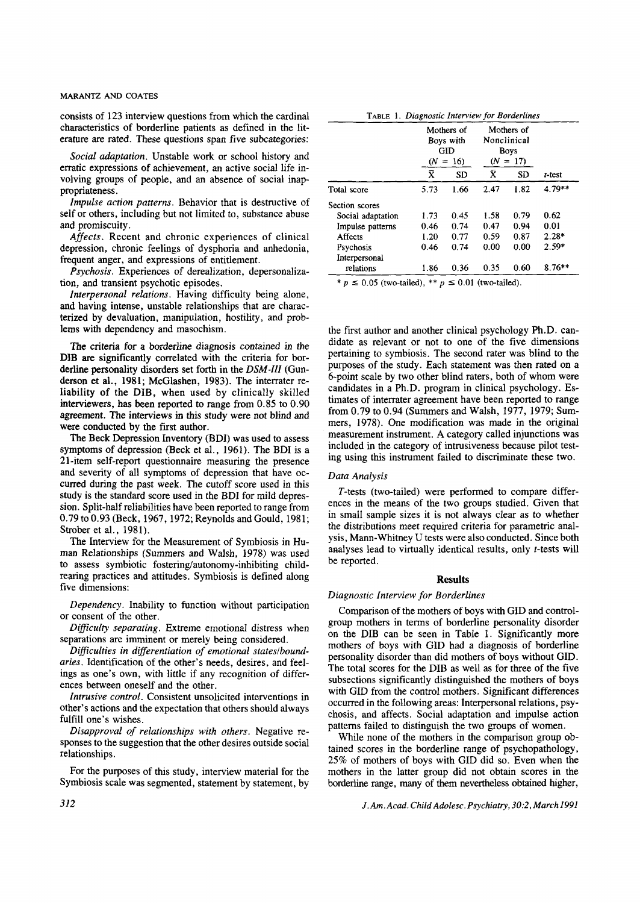consists of 123 interview questions from which the cardinal characteristics of borderline patients as defined in the literature are rated. These questions span five subcategories:

*Social adaptation.* Unstable work or school history and erratic expressions of achievement, an active social life involving groups of people, and an absence of social inappropriateness.

*Impulse action patterns.* Behavior that is destructive of self or others, including but not limited to, substance abuse and promiscuity.

*Affects.* Recent and chronic experiences of clinical depression, chronic feelings of dysphoria and anhedonia, frequent anger, and expressions of entitlement.

*Psychosis.* Experiences of derealization, depersonalization, and transient psychotic episodes.

*Interpersonal relations.* Having difficulty being alone, and having intense, unstable relationships that are characterized by devaluation, manipulation, hostility, and problems with dependency and masochism.

The criteria for a borderline diagnosis contained in the DIB are significantly correlated with the criteria for borderline personality disorders set forth in the *DSM-III* (Gunderson et al., 1981; McGlashen, 1983). The interrater reliability of the DIB, when used by clinically skilled interviewers, has been reported to range from 0.85 to 0.90 agreement. The interviews in this study were not blind and were conducted by the first author.

The Beck Depression Inventory (BDI) was used to assess symptoms of depression (Beck et al., 1961). The BDI is a 21-item self-report questionnaire measuring the presence and severity of all symptoms of depression that have occurred during the past week. The cutoff score used in this study is the standard score used in the BDI for mild depression. Split-half reliabilities have been reported to range from 0.79 to 0.93 (Beck, 1967, 1972; Reynolds and Gould, 1981; Strober et al., 1981).

The Interview for the Measurement of Symbiosis in Human Relationships (Summers and Walsh, 1978) was used to assess symbiotic fostering/autonomy-inhibiting childrearing practices and attitudes. Symbiosis is defined along five dimensions:

*Dependency.* Inability to function without participation or consent of the other.

*Difficulty separating.* Extreme emotional distress when separations are imminent or merely being considered.

*Difficulties in differentiation of emotional states/boundaries.* Identification of the other's needs, desires, and feelings as one's own, with little if any recognition of differences between oneself and the other.

*Intrusive control.* Consistent unsolicited interventions in other's actions and the expectation that others should always fulfill one's wishes.

*Disapproval of relationships with others.* Negative responses to the suggestion that the other desires outside social relationships.

For the purposes of this study, interview material for the Symbiosis scale was segmented, statement by statement, by the first author and another clinical psychology Ph.D. candidate as relevant or not to one of the five dimensions pertaining to symbiosis. The second rater was blind to the purposes of the study. Each statement was then rated on a 6-point scale by two other blind raters, both of whom were candidates in a Ph.D. program in clinical psychology. Estimates of interrater agreement have been reported to range from 0.79 to 0.94 (Summers and Walsh, 1977, 1979; Summers, 1978). One modification was made in the original measurement instrument. A category called injunctions was included in the category of intrusiveness because pilot testing using this instrument failed to discriminate these two.

TABLE 1. *Diagnostic Interview for Borderlines*

| | Mothers of Boys with GID ($N$ = 16) | | Mothers of Nonclinical Boys ($N$ = 17) | | |
|---|---|---|---|---|---|
| | $\bar{X}$ | SD | $\bar{X}$ | SD | $t$-test |
| Total score | 5.73 | 1.66 | 2.47 | 1.82 | 4.79** |
| Section scores | | | | | |
| Social adaptation | 1.73 | 0.45 | 1.58 | 0.79 | 0.62 |
| Impulse patterns | 0.46 | 0.74 | 0.47 | 0.94 | 0.01 |
| Affects | 1.20 | 0.77 | 0.59 | 0.87 | 2.28* |
| Psychosis | 0.46 | 0.74 | 0.00 | 0.00 | 2.59* |
| Interpersonal relations | 1.86 | 0.36 | 0.35 | 0.60 | 8.76** |

* $p \leq 0.05$ (two-tailed), ** $p \leq 0.01$ (two-tailed).

### Data Analysis

*T*-tests (two-tailed) were performed to compare differences in the means of the two groups studied. Given that in small sample sizes it is not always clear as to whether the distributions meet required criteria for parametric analysis, Mann-Whitney U tests were also conducted. Since both analyses lead to virtually identical results, only *t*-tests will be reported.

## Results

### Diagnostic Interview for Borderlines

Comparison of the mothers of boys with GID and control-group mothers in terms of borderline personality disorder on the DIB can be seen in Table 1. Significantly more mothers of boys with GID had a diagnosis of borderline personality disorder than did mothers of boys without GID. The total scores for the DIB as well as for three of the five subsections significantly distinguished the mothers of boys with GID from the control mothers. Significant differences occurred in the following areas: Interpersonal relations, psychosis, and affects. Social adaptation and impulse action patterns failed to distinguish the two groups of mothers.

While none of the mothers in the comparison group obtained scores in the borderline range of psychopathology, 25% of mothers of boys with GID did so. Even when the mothers in the latter group did not obtain scores in the borderline range, many of them nevertheless obtained higher,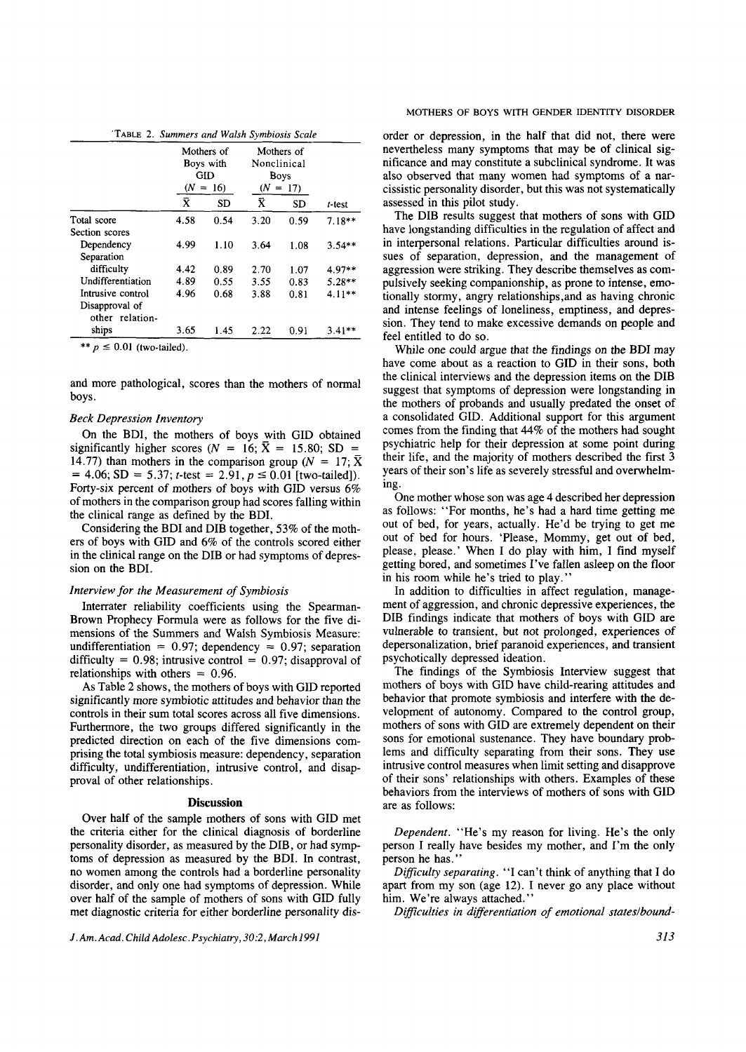TABLE 2. *Summers and Walsh Symbiosis Scale*

| | Mothers of Boys with GID ($N$ = 16) | | Mothers of Nonclinical Boys ($N$ = 17) | | |
|---|---|---|---|---|---|
| | $\bar{X}$ | SD | $\bar{X}$ | SD | *t*-test |
| Total score | 4.58 | 0.54 | 3.20 | 0.59 | 7.18** |
| Section scores | | | | | |
| Dependency | 4.99 | 1.10 | 3.64 | 1.08 | 3.54** |
| Separation difficulty | 4.42 | 0.89 | 2.70 | 1.07 | 4.97** |
| Undifferentiation | 4.89 | 0.55 | 3.55 | 0.83 | 5.28** |
| Intrusive control | 4.96 | 0.68 | 3.88 | 0.81 | 4.11** |
| Disapproval of other relationships | 3.65 | 1.45 | 2.22 | 0.91 | 3.41** |

** $p \leq 0.01$ (two-tailed).

and more pathological, scores than the mothers of normal boys.

### *Beck Depression Inventory*

On the BDI, the mothers of boys with GID obtained significantly higher scores ($N$ = 16; $\bar{X}$ = 15.80; SD = 14.77) than mothers in the comparison group ($N$ = 17; $\bar{X}$ = 4.06; SD = 5.37; *t*-test = 2.91, $p \leq 0.01$ [two-tailed]). Forty-six percent of mothers of boys with GID versus 6% of mothers in the comparison group had scores falling within the clinical range as defined by the BDI.

Considering the BDI and DIB together, 53% of the mothers of boys with GID and 6% of the controls scored either in the clinical range on the DIB or had symptoms of depression on the BDI.

### *Interview for the Measurement of Symbiosis*

Interrater reliability coefficients using the Spearman-Brown Prophecy Formula were as follows for the five dimensions of the Summers and Walsh Symbiosis Measure: undifferentiation = 0.97; dependency = 0.97; separation difficulty = 0.98; intrusive control = 0.97; disapproval of relationships with others = 0.96.

As Table 2 shows, the mothers of boys with GID reported significantly more symbiotic attitudes and behavior than the controls in their sum total scores across all five dimensions. Furthermore, the two groups differed significantly in the predicted direction on each of the five dimensions comprising the total symbiosis measure: dependency, separation difficulty, undifferentiation, intrusive control, and disapproval of other relationships.

## Discussion

Over half of the sample mothers of sons with GID met the criteria either for the clinical diagnosis of borderline personality disorder, as measured by the DIB, or had symptoms of depression as measured by the BDI. In contrast, no women among the controls had a borderline personality disorder, and only one had symptoms of depression. While over half of the sample of mothers of sons with GID fully met diagnostic criteria for either borderline personality disorder or depression, in the half that did not, there were nevertheless many symptoms that may be of clinical significance and may constitute a subclinical syndrome. It was also observed that many women had symptoms of a narcissistic personality disorder, but this was not systematically assessed in this pilot study.

The DIB results suggest that mothers of sons with GID have longstanding difficulties in the regulation of affect and in interpersonal relations. Particular difficulties around issues of separation, depression, and the management of aggression were striking. They describe themselves as compulsively seeking companionship, as prone to intense, emotionally stormy, angry relationships,and as having chronic and intense feelings of loneliness, emptiness, and depression. They tend to make excessive demands on people and feel entitled to do so.

While one could argue that the findings on the BDI may have come about as a reaction to GID in their sons, both the clinical interviews and the depression items on the DIB suggest that symptoms of depression were longstanding in the mothers of probands and usually predated the onset of a consolidated GID. Additional support for this argument comes from the finding that 44% of the mothers had sought psychiatric help for their depression at some point during their life, and the majority of mothers described the first 3 years of their son's life as severely stressful and overwhelming.

One mother whose son was age 4 described her depression as follows: "For months, he's had a hard time getting me out of bed, for years, actually. He'd be trying to get me out of bed for hours. 'Please, Mommy, get out of bed, please, please.' When I do play with him, I find myself getting bored, and sometimes I've fallen asleep on the floor in his room while he's tried to play."

In addition to difficulties in affect regulation, management of aggression, and chronic depressive experiences, the DIB findings indicate that mothers of boys with GID are vulnerable to transient, but not prolonged, experiences of depersonalization, brief paranoid experiences, and transient psychotically depressed ideation.

The findings of the Symbiosis Interview suggest that mothers of boys with GID have child-rearing attitudes and behavior that promote symbiosis and interfere with the development of autonomy. Compared to the control group, mothers of sons with GID are extremely dependent on their sons for emotional sustenance. They have boundary problems and difficulty separating from their sons. They use intrusive control measures when limit setting and disapprove of their sons' relationships with others. Examples of these behaviors from the interviews of mothers of sons with GID are as follows:

*Dependent.* "He's my reason for living. He's the only person I really have besides my mother, and I'm the only person he has."

*Difficulty separating.* "I can't think of anything that I do apart from my son (age 12). I never go any place without him. We're always attached."

*Difficulties in differentiation of emotional states/bound-*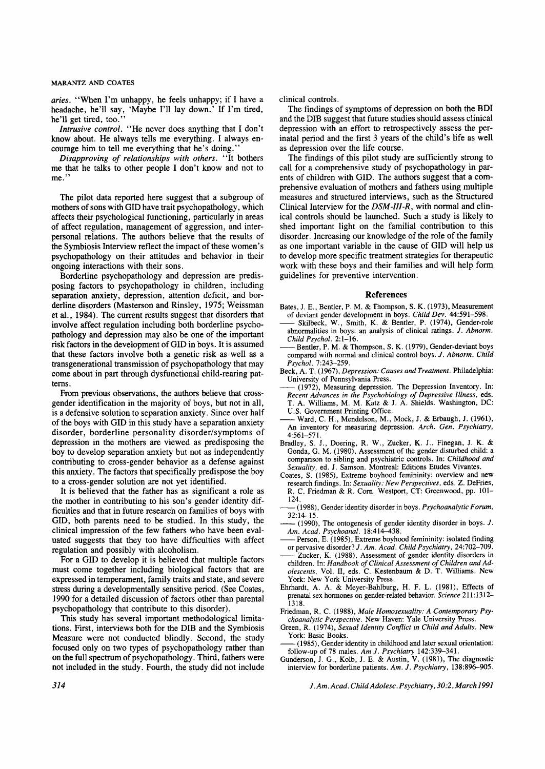*aries.* "When I'm unhappy, he feels unhappy; if I have a headache, he'll say, 'Maybe I'll lay down.' If I'm tired, he'll get tired, too."

*Intrusive control.* "He never does anything that I don't know about. He always tells me everything. I always encourage him to tell me everything that he's doing."

*Disapproving of relationships with others.* "It bothers me that he talks to other people I don't know and not to me."

The pilot data reported here suggest that a subgroup of mothers of sons with GID have trait psychopathology, which affects their psychological functioning, particularly in areas of affect regulation, management of aggression, and interpersonal relations. The authors believe that the results of the Symbiosis Interview reflect the impact of these women's psychopathology on their attitudes and behavior in their ongoing interactions with their sons.

Borderline psychopathology and depression are predisposing factors to psychopathology in children, including separation anxiety, depression, attention deficit, and borderline disorders (Masterson and Rinsley, 1975; Weissman et al., 1984). The current results suggest that disorders that involve affect regulation including both borderline psychopathology and depression may also be one of the important risk factors in the development of GID in boys. It is assumed that these factors involve both a genetic risk as well as a transgenerational transmission of psychopathology that may come about in part through dysfunctional child-rearing patterns.

From previous observations, the authors believe that cross-gender identification in the majority of boys, but not in all, is a defensive solution to separation anxiety. Since over half of the boys with GID in this study have a separation anxiety disorder, borderline personality disorder/symptoms of depression in the mothers are viewed as predisposing the boy to develop separation anxiety but not as independently contributing to cross-gender behavior as a defense against this anxiety. The factors that specifically predispose the boy to a cross-gender solution are not yet identified.

It is believed that the father has as significant a role as the mother in contributing to his son's gender identity difficulties and that in future research on families of boys with GID, both parents need to be studied. In this study, the clinical impression of the few fathers who have been evaluated suggests that they too have difficulties with affect regulation and possibly with alcoholism.

For a GID to develop it is believed that multiple factors must come together including biological factors that are expressed in temperament, family traits and state, and severe stress during a developmentally sensitive period. (See Coates, 1990 for a detailed discussion of factors other than parental psychopathology that contribute to this disorder).

This study has several important methodological limitations. First, interviews both for the DIB and the Symbiosis Measure were not conducted blindly. Second, the study focused only on two types of psychopathology rather than on the full spectrum of psychopathology. Third, fathers were not included in the study. Fourth, the study did not include clinical controls.

The findings of symptoms of depression on both the BDI and the DIB suggest that future studies should assess clinical depression with an effort to retrospectively assess the perinatal period and the first 3 years of the child's life as well as depression over the life course.

The findings of this pilot study are sufficiently strong to call for a comprehensive study of psychopathology in parents of children with GID. The authors suggest that a comprehensive evaluation of mothers and fathers using multiple measures and structured interviews, such as the Structured Clinical Interview for the *DSM-III-R*, with normal and clinical controls should be launched. Such a study is likely to shed important light on the familial contribution to this disorder. Increasing our knowledge of the role of the family as one important variable in the cause of GID will help us to develop more specific treatment strategies for therapeutic work with these boys and their families and will help form guidelines for preventive intervention.

## References

Bates, J. E., Bentler, P. M. & Thompson, S. K. (1973), Measurement of deviant gender development in boys. *Child Dev.* 44:591–598.

—— Skilbeck, W., Smith, K. & Bentler, P. (1974), Gender-role abnormalities in boys: an analysis of clinical ratings. *J. Abnorm. Child Psychol.* 2:1–16.

—— Bentler, P. M. & Thompson, S. K. (1979), Gender-deviant boys compared with normal and clinical control boys. *J. Abnorm. Child Psychol.* 7:243–259.

Beck, A. T. (1967), *Depression: Causes and Treatment.* Philadelphia: University of Pennsylvania Press.

—— (1972), Measuring depression. The Depression Inventory. In: *Recent Advances in the Psychobiology of Depressive Illness,* eds. T. A. Williams, M. M. Katz & J. A. Shields. Washington, DC: U.S. Government Printing Office.

—— Ward, C. H., Mendelson, M., Mock, J. & Erbaugh, J. (1961), An inventory for measuring depression. *Arch. Gen. Psychiatry,* 4:561–571.

Bradley, S. J., Doering, R. W., Zucker, K. J., Finegan, J. K. & Gonda, G. M. (1980), Assessment of the gender disturbed child: a comparison to sibling and psychiatric controls. In: *Childhood and Sexuality,* ed. J. Samson. Montreal: Editions Etudes Vivantes.

Coates, S. (1985), Extreme boyhood femininity: overview and new research findings. In: *Sexuality: New Perspectives,* eds. Z. DeFries, R. C. Friedman & R. Corn. Westport, CT: Greenwood, pp. 101–124.

—— (1988), Gender identity disorder in boys. *Psychoanalytic Forum,* 32:14–15.

—— (1990), The ontogenesis of gender identity disorder in boys. *J. Am. Acad. Psychoanal.* 18:414–438.

—— Person, E. (1985), Extreme boyhood femininity: isolated finding or pervasive disorder? *J. Am. Acad. Child Psychiatry,* 24:702–709.

—— Zucker, K. (1988), Assessment of gender identity disorders in children. In: *Handbook of Clinical Assessment of Children and Adolescents,* Vol. II, eds. C. Kestenbaum & D. T. Williams. New York: New York University Press.

Ehrhardt, A. A. & Meyer-Bahlburg, H. F. L. (1981), Effects of prenatal sex hormones on gender-related behavior. *Science* 211:1312–1318.

Friedman, R. C. (1988), *Male Homosexuality: A Contemporary Psychoanalytic Perspective.* New Haven: Yale University Press.

Green, R. (1974), *Sexual Identity Conflict in Child and Adults.* New York: Basic Books.

—— (1985), Gender identity in childhood and later sexual orientation: follow-up of 78 males. *Am J. Psychiatry* 142:339–341.

Gunderson, J. G., Kolb, J. E. & Austin, V. (1981), The diagnostic interview for borderline patients. *Am. J. Psychiatry,* 138:896–905.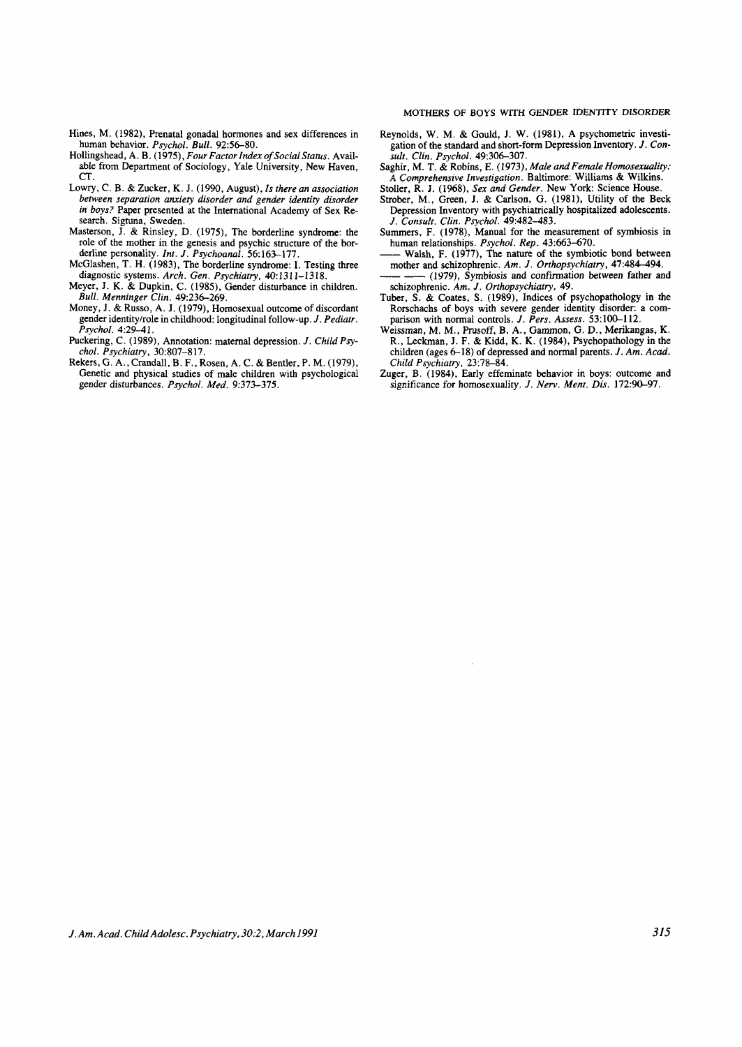Hines, M. (1982), Prenatal gonadal hormones and sex differences in human behavior. *Psychol. Bull.* 92:56–80.

Hollingshead, A. B. (1975), *Four Factor Index of Social Status.* Available from Department of Sociology, Yale University, New Haven, CT.

Lowry, C. B. & Zucker, K. J. (1990, August), *Is there an association between separation anxiety disorder and gender identity disorder in boys?* Paper presented at the International Academy of Sex Research. Sigtuna, Sweden.

Masterson, J. & Rinsley, D. (1975), The borderline syndrome: the role of the mother in the genesis and psychic structure of the borderline personality. *Int. J. Psychoanal.* 56:163–177.

McGlashen, T. H. (1983), The borderline syndrome: I. Testing three diagnostic systems. *Arch. Gen. Psychiatry,* 40:1311–1318.

Meyer, J. K. & Dupkin, C. (1985), Gender disturbance in children. *Bull. Menninger Clin.* 49:236–269.

Money, J. & Russo, A. J. (1979), Homosexual outcome of discordant gender identity/role in childhood: longitudinal follow-up. *J. Pediatr. Psychol.* 4:29–41.

Puckering, C. (1989), Annotation: maternal depression. *J. Child Psychol. Psychiatry,* 30:807–817.

Rekers, G. A., Crandall, B. F., Rosen, A. C. & Bentler, P. M. (1979), Genetic and physical studies of male children with psychological gender disturbances. *Psychol. Med.* 9:373–375.

Reynolds, W. M. & Gould, J. W. (1981), A psychometric investigation of the standard and short-form Depression Inventory. *J. Consult. Clin. Psychol.* 49:306–307.

Saghir, M. T. & Robins, E. (1973), *Male and Female Homosexuality: A Comprehensive Investigation.* Baltimore: Williams & Wilkins.

Stoller, R. J. (1968), *Sex and Gender.* New York: Science House.

Strober, M., Green, J. & Carlson, G. (1981), Utility of the Beck Depression Inventory with psychiatrically hospitalized adolescents. *J. Consult. Clin. Psychol.* 49:482–483.

Summers, F. (1978), Manual for the measurement of symbiosis in human relationships. *Psychol. Rep.* 43:663–670.

—— Walsh, F. (1977), The nature of the symbiotic bond between mother and schizophrenic. *Am. J. Orthopsychiatry,* 47:484–494.

—— —— (1979), Symbiosis and confirmation between father and schizophrenic. *Am. J. Orthopsychiatry,* 49.

Tuber, S. & Coates, S. (1989), Indices of psychopathology in the Rorschachs of boys with severe gender identity disorder: a comparison with normal controls. *J. Pers. Assess.* 53:100–112.

Weissman, M. M., Prusoff, B. A., Gammon, G. D., Merikangas, K. R., Leckman, J. F. & Kidd, K. K. (1984), Psychopathology in the children (ages 6–18) of depressed and normal parents. *J. Am. Acad. Child Psychiatry,* 23:78–84.

Zuger, B. (1984), Early effeminate behavior in boys: outcome and significance for homosexuality. *J. Nerv. Ment. Dis.* 172:90–97.